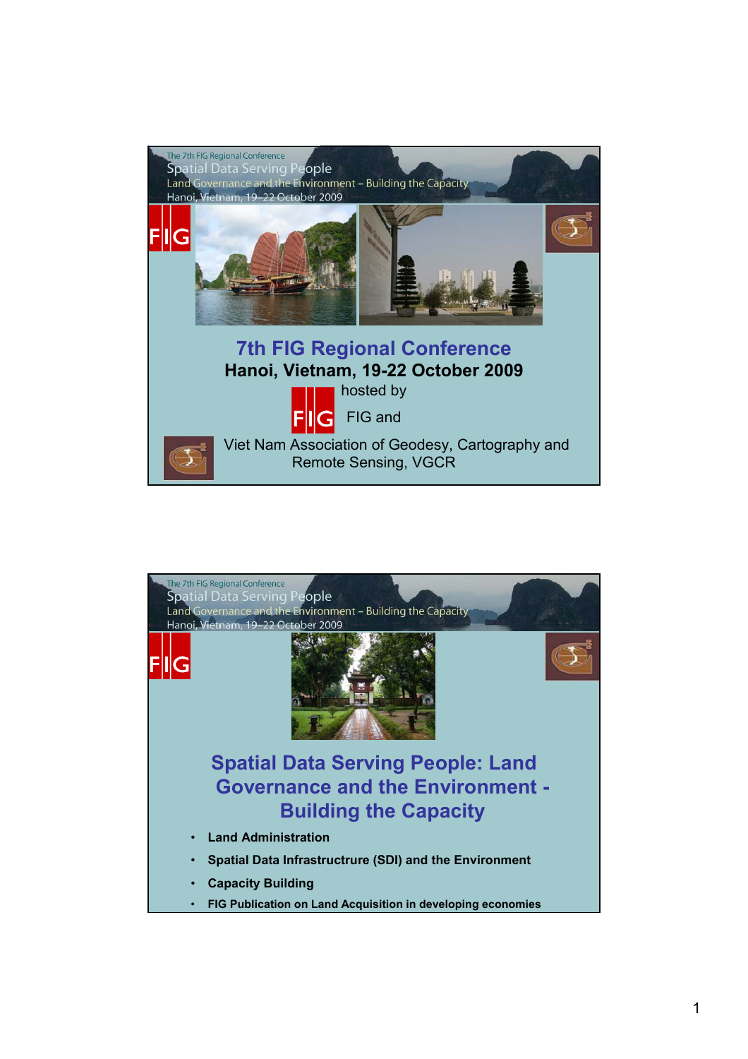The 7th FIG Regional Conference
Spatial Data Serving People
Land Governance and the Environment – Building the Capacity
Hanoi, Vietnam, 19–22 October 2009

# 7th FIG Regional Conference

**Hanoi, Vietnam, 19-22 October 2009**

hosted by

FIG and

Viet Nam Association of Geodesy, Cartography and Remote Sensing, VGCR

---

The 7th FIG Regional Conference
Spatial Data Serving People
Land Governance and the Environment – Building the Capacity
Hanoi, Vietnam, 19–22 October 2009

# Spatial Data Serving People: Land Governance and the Environment - Building the Capacity

- **Land Administration**
- **Spatial Data Infrastrucutre (SDI) and the Environment**
- **Capacity Building**
- **FIG Publication on Land Acquisition in developing economies**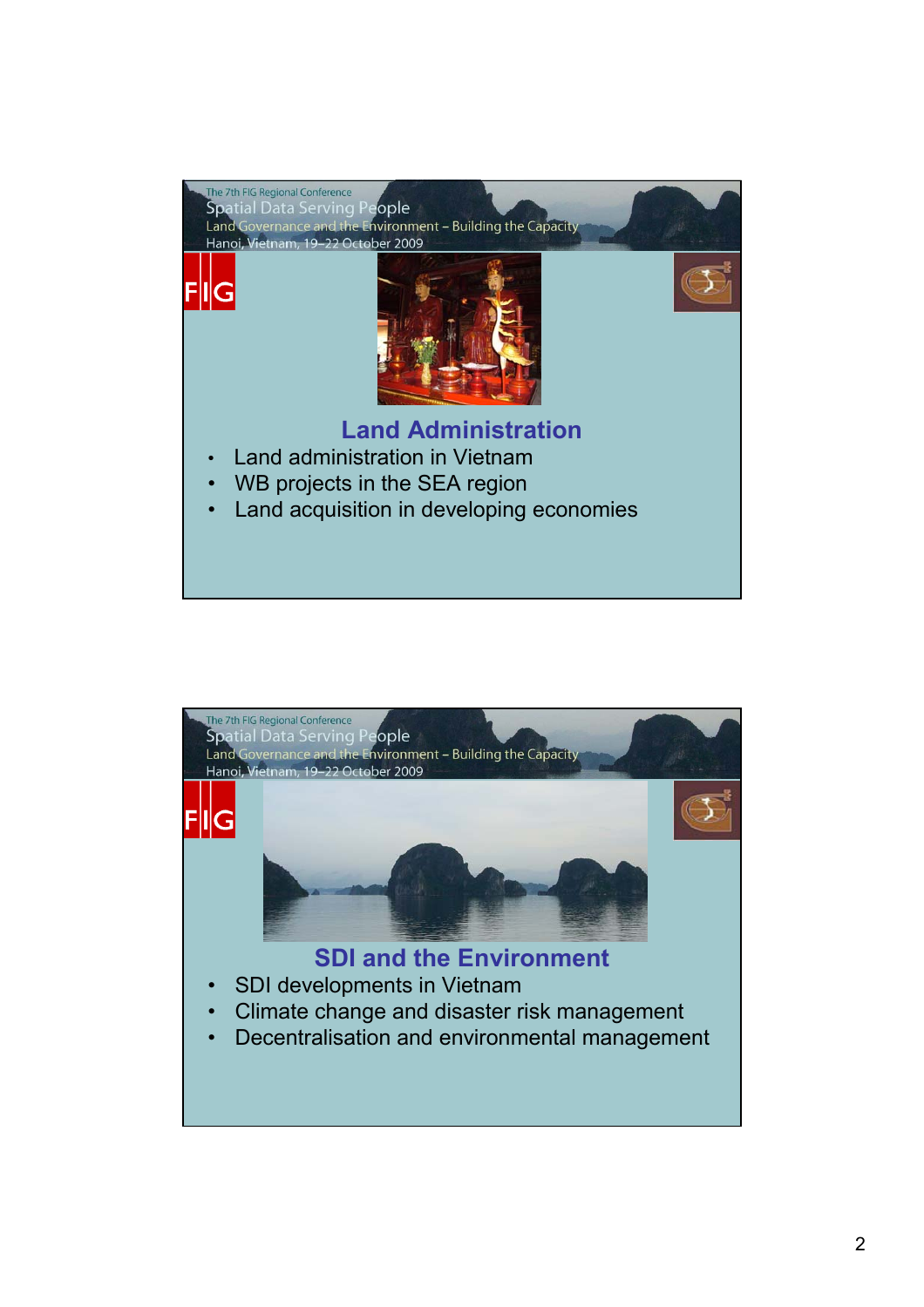The 7th FIG Regional Conference
Spatial Data Serving People
Land Governance and the Environment – Building the Capacity
Hanoi, Vietnam, 19–22 October 2009

## Land Administration

- Land administration in Vietnam
- WB projects in the SEA region
- Land acquisition in developing economies

The 7th FIG Regional Conference
Spatial Data Serving People
Land Governance and the Environment – Building the Capacity
Hanoi, Vietnam, 19–22 October 2009

## SDI and the Environment

- SDI developments in Vietnam
- Climate change and disaster risk management
- Decentralisation and environmental management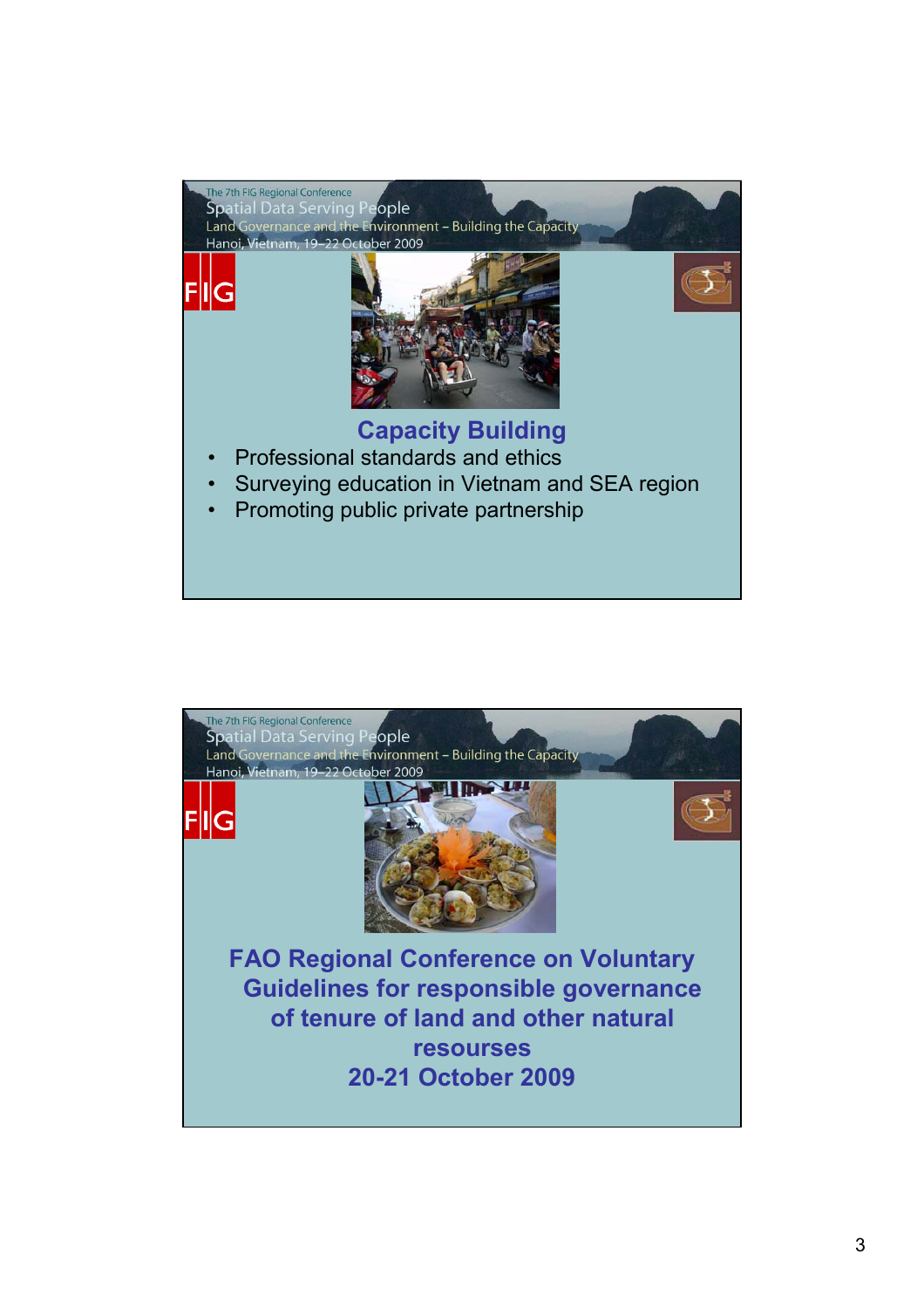## Capacity Building

- Professional standards and ethics
- Surveying education in Vietnam and SEA region
- Promoting public private partnership

## FAO Regional Conference on Voluntary Guidelines for responsible governance of tenure of land and other natural resourses 20-21 October 2009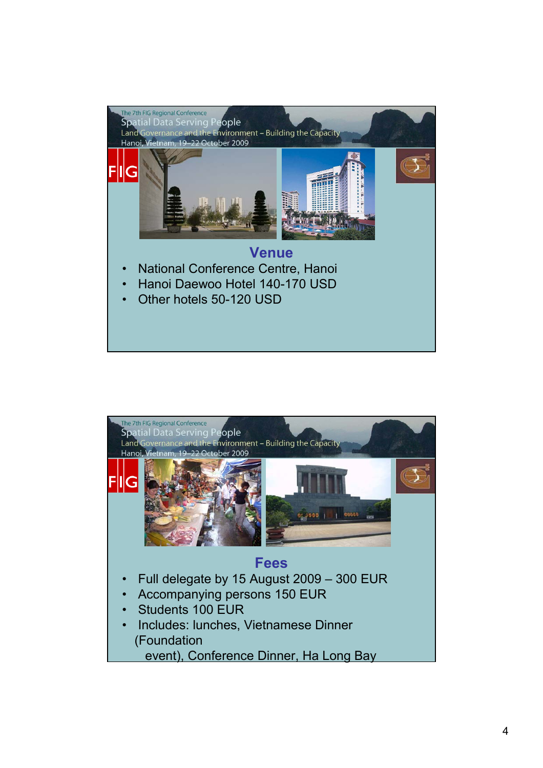The 7th FIG Regional Conference
Spatial Data Serving People
Land Governance and the Environment – Building the Capacity
Hanoi, Vietnam, 19–22 October 2009

## Venue

- National Conference Centre, Hanoi
- Hanoi Daewoo Hotel 140-170 USD
- Other hotels 50-120 USD

The 7th FIG Regional Conference
Spatial Data Serving People
Land Governance and the Environment – Building the Capacity
Hanoi, Vietnam, 19–22 October 2009

## Fees

- Full delegate by 15 August 2009 – 300 EUR
- Accompanying persons 150 EUR
- Students 100 EUR
- Includes: lunches, Vietnamese Dinner (Foundation event), Conference Dinner, Ha Long Bay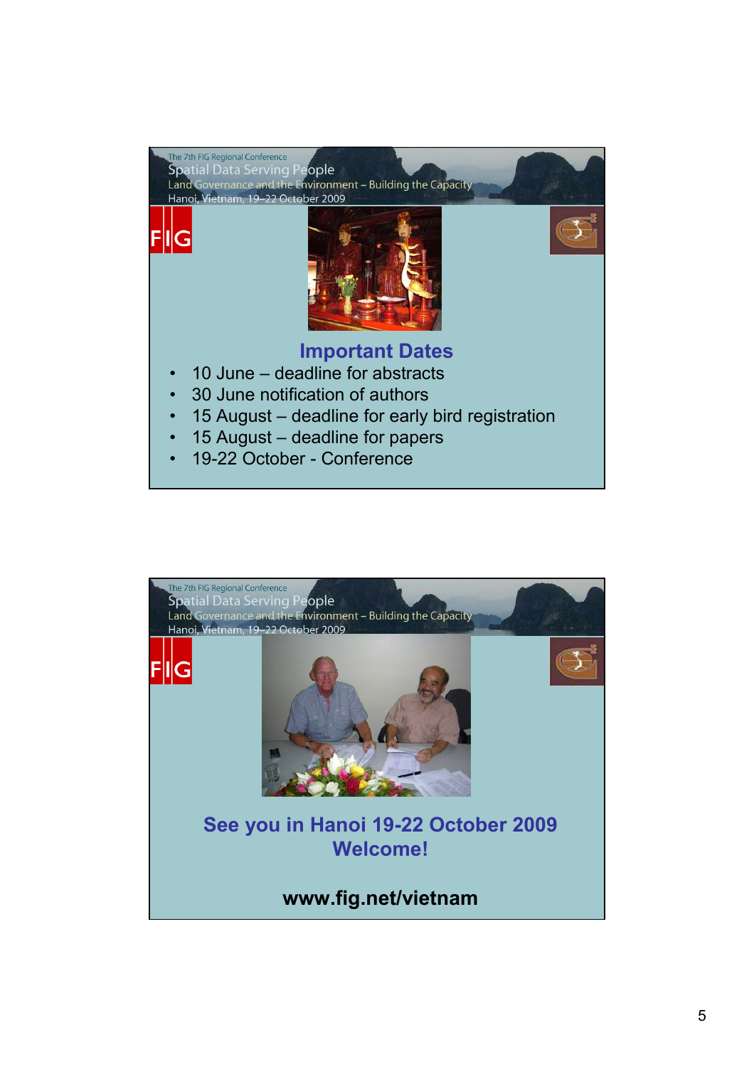The 7th FIG Regional Conference
Spatial Data Serving People
Land Governance and the Environment – Building the Capacity
Hanoi, Vietnam, 19–22 October 2009

## Important Dates

- 10 June – deadline for abstracts
- 30 June notification of authors
- 15 August – deadline for early bird registration
- 15 August – deadline for papers
- 19-22 October - Conference

The 7th FIG Regional Conference
Spatial Data Serving People
Land Governance and the Environment – Building the Capacity
Hanoi, Vietnam, 19–22 October 2009

## See you in Hanoi 19-22 October 2009
## Welcome!

**www.fig.net/vietnam**